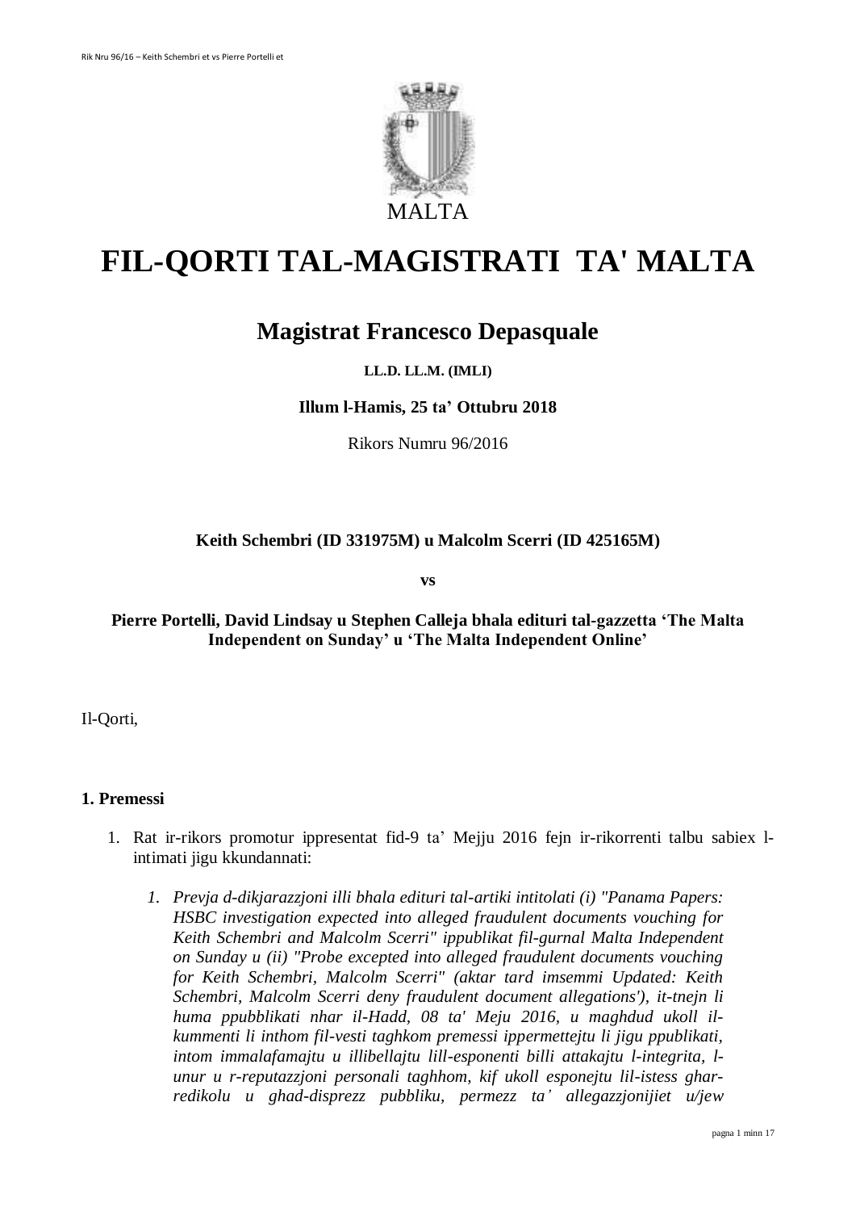MALTA

# FIL-QORTI TAL-MAGISTRATI TA' MALTA

## Magistrat Francesco Depasquale

**LL.D. LL.M. (IMLI)**

**Illum l-Hamis, 25 ta' Ottubru 2018**

Rikors Numru 96/2016

**Keith Schembri (ID 331975M) u Malcolm Scerri (ID 425165M)**

**vs**

**Pierre Portelli, David Lindsay u Stephen Calleja bhala edituri tal-gazzetta 'The Malta Independent on Sunday' u 'The Malta Independent Online'**

Il-Qorti,

### 1. Premessi

1. Rat ir-rikors promotur ippresentat fid-9 ta' Mejju 2016 fejn ir-rikorrenti talbu sabiex l-intimati jigu kkundannati:

   1. *Prevja d-dikjarazzjoni illi bhala edituri tal-artiki intitolati (i) "Panama Papers: HSBC investigation expected into alleged fraudulent documents vouching for Keith Schembri and Malcolm Scerri" ippublikat fil-gurnal Malta Independent on Sunday u (ii) "Probe excepted into alleged fraudulent documents vouching for Keith Schembri, Malcolm Scerri" (aktar tard imsemmi Updated: Keith Schembri, Malcolm Scerri deny fraudulent document allegations'), it-tnejn li huma ppubblikati nhar il-Hadd, 08 ta' Meju 2016, u maghdud ukoll il-kummenti li inthom fil-vesti taghkom premessi ippermettejtu li jigu ppublikati, intom immalafamajtu u illibellajtu lill-esponenti billi attakajtu l-integrita, l-unur u r-reputazzjoni personali taghhom, kif ukoll esponejtu lil-istess ghar-redikolu u ghad-disprezz pubbliku, permezz ta' allegazzjonijiet u/jew*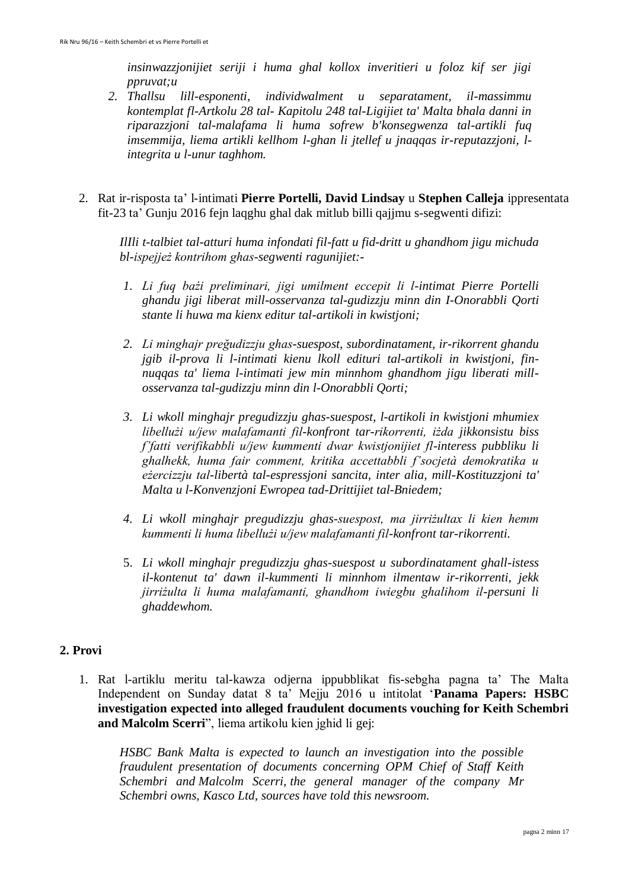*insinwazzjonijiet seriji i huma ghal kollox inveritieri u foloz kif ser jigi ppruvat;u*

2. *Thallsu lill-esponenti, individwalment u separatament, il-massimmu kontemplat fl-Artkolu 28 tal- Kapitolu 248 tal-Ligijiet ta' Malta bhala danni in riparazzjoni tal-malafama li huma sofrew b'konsegwenza tal-artikli fuq imsemmija, liema artikli kellhom l-ghan li jtellef u jnaqqas ir-reputazzjoni, l-integrita u l-unur taghhom.*

2. Rat ir-risposta ta' l-intimati **Pierre Portelli, David Lindsay** u **Stephen Calleja** ippresentata fit-23 ta' Gunju 2016 fejn laqghu ghal dak mitlub billi qajjmu s-segwenti difizi:

   *IlIli t-talbiet tal-atturi huma infondati fil-fatt u fid-dritt u ghandhom jigu michuda bl-ispejjeż kontrihom ghas-segwenti ragunijiet:-*

   1. *Li fuq bażi preliminari, jigi umilment eccepit li l-intimat Pierre Portelli ghandu jigi liberat mill-osservanza tal-gudizzju minn din I-Onorabbli Qorti stante li huwa ma kienx editur tal-artikoli in kwistjoni;*

   2. *Li minghajr preġudizzju ghas-suespost, subordinatament, ir-rikorrent ghandu jgib il-prova li l-intimati kienu lkoll edituri tal-artikoli in kwistjoni, fin-nuqqas ta' liema l-intimati jew min minnhom ghandhom jigu liberati mill-osservanza tal-gudizzju minn din l-Onorabbli Qorti;*

   3. *Li wkoll minghajr pregudizzju ghas-suespost, l-artikoli in kwistjoni mhumiex libellużi u/jew malafamanti fil-konfront tar-rikorrenti, iżda jikkonsistu biss f'fatti verifikabbli u/jew kummenti dwar kwistjonijiet fl-interess pubbliku li ghalhekk, huma fair comment, kritika accettabbli f'socjetà demokratika u eżercizzju tal-libertà tal-espressjoni sancita, inter alia, mill-Kostituzzjoni ta' Malta u l-Konvenzjoni Ewropea tad-Drittijiet tal-Bniedem;*

   4. *Li wkoll minghajr pregudizzju ghas-suespost, ma jirriżultax li kien hemm kummenti li huma libellużi u/jew malafamanti fil-konfront tar-rikorrenti.*

   5. *Li wkoll minghajr pregudizzju ghas-suespost u subordinatament ghall-istess il-kontenut ta' dawn il-kummenti li minnhom ilmentaw ir-rikorrenti, jekk jirriżulta li huma malafamanti, ghandhom iwiegbu ghalihom il-persuni li ghaddewhom.*

## 2. Provi

1. Rat l-artiklu meritu tal-kawża odjerna ippubblikat fis-sebgha pagna ta' The Malta Independent on Sunday datat 8 ta' Mejju 2016 u intitolat '**Panama Papers: HSBC investigation expected into alleged fraudulent documents vouching for Keith Schembri and Malcolm Scerri**", liema artikolu kien jghid li gej:

   *HSBC Bank Malta is expected to launch an investigation into the possible fraudulent presentation of documents concerning OPM Chief of Staff Keith Schembri and Malcolm Scerri, the general manager of the company Mr Schembri owns, Kasco Ltd, sources have told this newsroom.*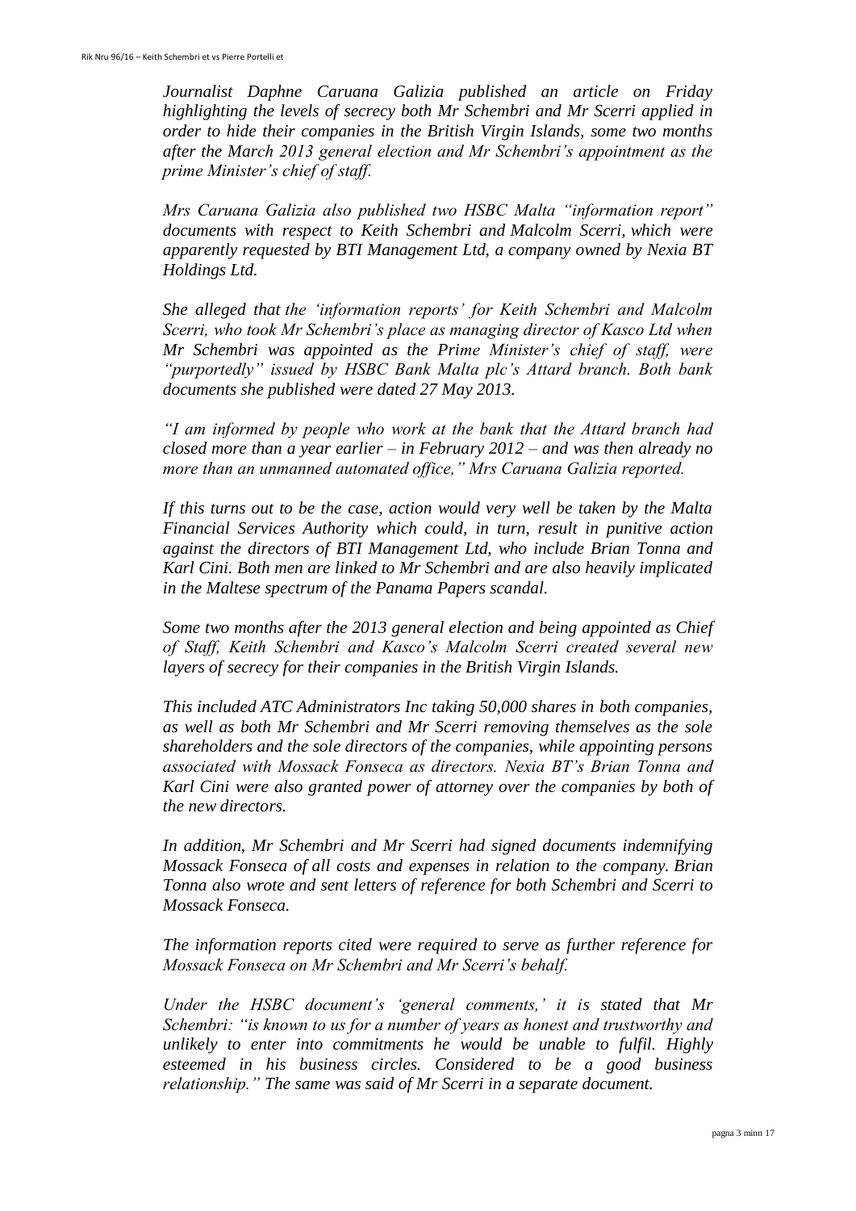*Journalist Daphne Caruana Galizia published an article on Friday highlighting the levels of secrecy both Mr Schembri and Mr Scerri applied in order to hide their companies in the British Virgin Islands, some two months after the March 2013 general election and Mr Schembri's appointment as the prime Minister's chief of staff.*

*Mrs Caruana Galizia also published two HSBC Malta "information report" documents with respect to Keith Schembri and Malcolm Scerri, which were apparently requested by BTI Management Ltd, a company owned by Nexia BT Holdings Ltd.*

*She alleged that the 'information reports' for Keith Schembri and Malcolm Scerri, who took Mr Schembri's place as managing director of Kasco Ltd when Mr Schembri was appointed as the Prime Minister's chief of staff, were "purportedly" issued by HSBC Bank Malta plc's Attard branch. Both bank documents she published were dated 27 May 2013.*

*"I am informed by people who work at the bank that the Attard branch had closed more than a year earlier – in February 2012 – and was then already no more than an unmanned automated office," Mrs Caruana Galizia reported.*

*If this turns out to be the case, action would very well be taken by the Malta Financial Services Authority which could, in turn, result in punitive action against the directors of BTI Management Ltd, who include Brian Tonna and Karl Cini. Both men are linked to Mr Schembri and are also heavily implicated in the Maltese spectrum of the Panama Papers scandal.*

*Some two months after the 2013 general election and being appointed as Chief of Staff, Keith Schembri and Kasco's Malcolm Scerri created several new layers of secrecy for their companies in the British Virgin Islands.*

*This included ATC Administrators Inc taking 50,000 shares in both companies, as well as both Mr Schembri and Mr Scerri removing themselves as the sole shareholders and the sole directors of the companies, while appointing persons associated with Mossack Fonseca as directors. Nexia BT's Brian Tonna and Karl Cini were also granted power of attorney over the companies by both of the new directors.*

*In addition, Mr Schembri and Mr Scerri had signed documents indemnifying Mossack Fonseca of all costs and expenses in relation to the company. Brian Tonna also wrote and sent letters of reference for both Schembri and Scerri to Mossack Fonseca.*

*The information reports cited were required to serve as further reference for Mossack Fonseca on Mr Schembri and Mr Scerri's behalf.*

*Under the HSBC document's 'general comments,' it is stated that Mr Schembri: "is known to us for a number of years as honest and trustworthy and unlikely to enter into commitments he would be unable to fulfil. Highly esteemed in his business circles. Considered to be a good business relationship." The same was said of Mr Scerri in a separate document.*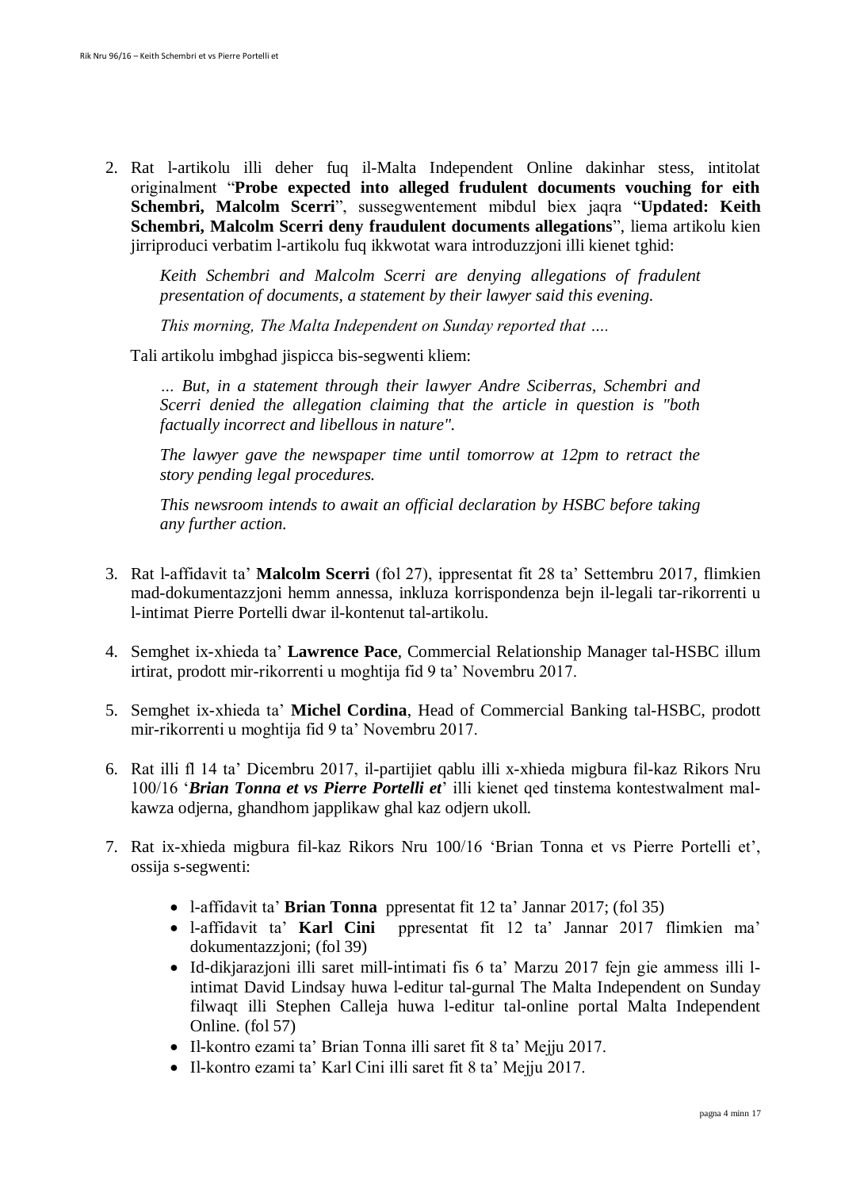2. Rat l-artikolu illi deher fuq il-Malta Independent Online dakinhar stess, intitolat originalment "**Probe expected into alleged frudulent documents vouching for eith Schembri, Malcolm Scerri**", sussegwentement mibdul biex jaqra "**Updated: Keith Schembri, Malcolm Scerri deny fraudulent documents allegations**", liema artikolu kien jirriproduci verbatim l-artikolu fuq ikkwotat wara introduzzjoni illi kienet tghid:

   > *Keith Schembri and Malcolm Scerri are denying allegations of fradulent presentation of documents, a statement by their lawyer said this evening.*
   >
   > *This morning, The Malta Independent on Sunday reported that ….*

   Tali artikolu imbghad jispicca bis-segwenti kliem:

   > *… But, in a statement through their lawyer Andre Sciberras, Schembri and Scerri denied the allegation claiming that the article in question is "both factually incorrect and libellous in nature".*
   >
   > *The lawyer gave the newspaper time until tomorrow at 12pm to retract the story pending legal procedures.*
   >
   > *This newsroom intends to await an official declaration by HSBC before taking any further action.*

3. Rat l-affidavit ta' **Malcolm Scerri** (fol 27), ippresentat fit 28 ta' Settembru 2017, flimkien mad-dokumentazzjoni hemm annessa, inkluza korrispondenza bejn il-legali tar-rikorrenti u l-intimat Pierre Portelli dwar il-kontenut tal-artikolu.

4. Semghet ix-xhieda ta' **Lawrence Pace**, Commercial Relationship Manager tal-HSBC illum irtirat, prodott mir-rikorrenti u moghtija fid 9 ta' Novembru 2017.

5. Semghet ix-xhieda ta' **Michel Cordina**, Head of Commercial Banking tal-HSBC, prodott mir-rikorrenti u moghtija fid 9 ta' Novembru 2017.

6. Rat illi fl 14 ta' Dicembru 2017, il-partijiet qablu illi x-xhieda migbura fil-kaz Rikors Nru 100/16 '***Brian Tonna et vs Pierre Portelli et***' illi kienet qed tinstema kontestwalment mal-kawza odjerna, ghandhom japplikaw ghal kaz odjern ukoll.

7. Rat ix-xhieda migbura fil-kaz Rikors Nru 100/16 'Brian Tonna et vs Pierre Portelli et', ossija s-segwenti:

   - l-affidavit ta' **Brian Tonna** ppresentat fit 12 ta' Jannar 2017; (fol 35)
   - l-affidavit ta' **Karl Cini** ppresentat fit 12 ta' Jannar 2017 flimkien ma' dokumentazzjoni; (fol 39)
   - Id-dikjarazzjoni illi saret mill-intimati fis 6 ta' Marzu 2017 fejn gie ammess illi l-intimat David Lindsay huwa l-editur tal-gurnal The Malta Independent on Sunday filwaqt illi Stephen Calleja huwa l-editur tal-online portal Malta Independent Online. (fol 57)
   - Il-kontro ezami ta' Brian Tonna illi saret fit 8 ta' Mejju 2017.
   - Il-kontro ezami ta' Karl Cini illi saret fit 8 ta' Mejju 2017.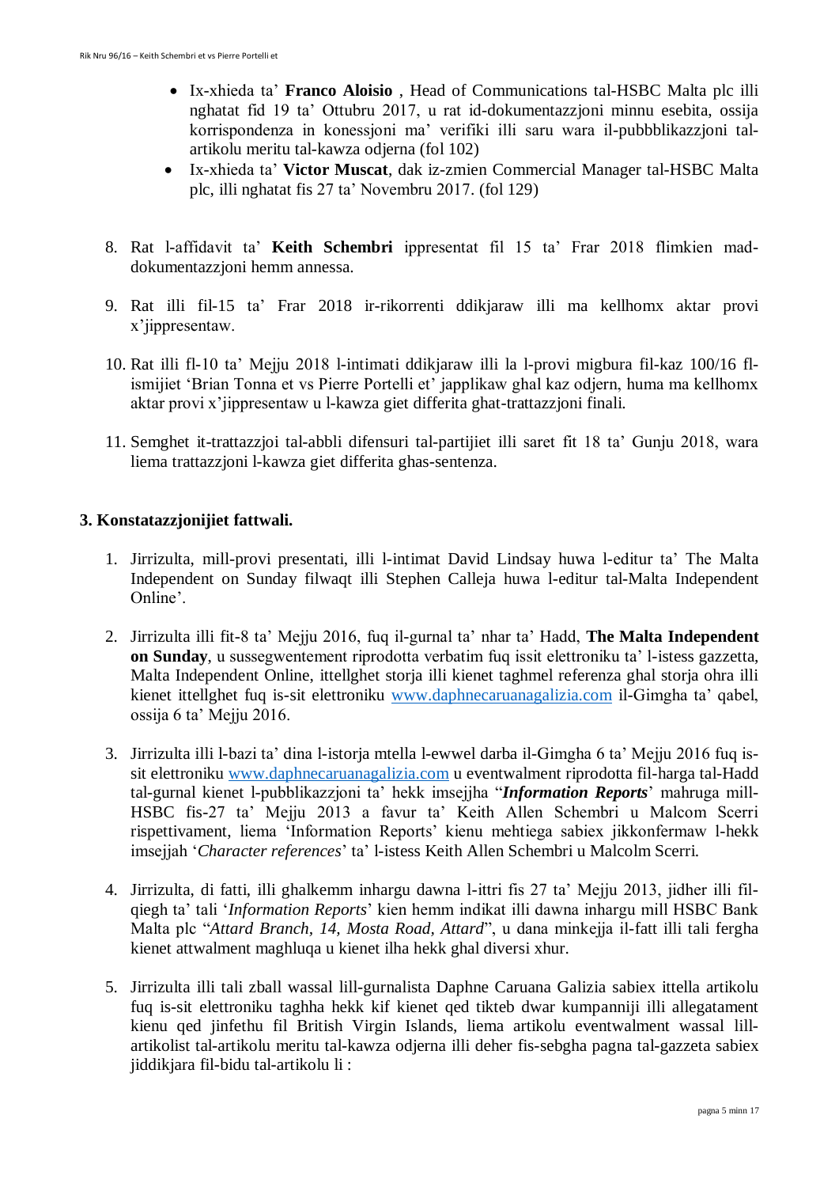- Ix-xhieda ta' **Franco Aloisio** , Head of Communications tal-HSBC Malta plc illi nghatat fid 19 ta' Ottubru 2017, u rat id-dokumentazzjoni minnu esebita, ossija korrispondenza in konessjoni ma' verifiki illi saru wara il-pubbblikazzjoni tal-artikolu meritu tal-kawza odjerna (fol 102)
- Ix-xhieda ta' **Victor Muscat**, dak iz-zmien Commercial Manager tal-HSBC Malta plc, illi nghatat fis 27 ta' Novembru 2017. (fol 129)

8. Rat l-affidavit ta' **Keith Schembri** ippresentat fil 15 ta' Frar 2018 flimkien mad-dokumentazzjoni hemm annessa.

9. Rat illi fil-15 ta' Frar 2018 ir-rikorrenti ddikjaraw illi ma kellhomx aktar provi x'jippresentaw.

10. Rat illi fl-10 ta' Mejju 2018 l-intimati ddikjaraw illi la l-provi migbura fil-kaz 100/16 fl-ismijiet 'Brian Tonna et vs Pierre Portelli et' japplikaw ghal kaz odjern, huma ma kellhomx aktar provi x'jippresentaw u l-kawza giet differita ghat-trattazzjoni finali.

11. Semghet it-trattazzjoi tal-abbli difensuri tal-partijiet illi saret fit 18 ta' Gunju 2018, wara liema trattazzjoni l-kawza giet differita ghas-sentenza.

## 3. Konstatazzjonijiet fattwali.

1. Jirrizulta, mill-provi presentati, illi l-intimat David Lindsay huwa l-editur ta' The Malta Independent on Sunday filwaqt illi Stephen Calleja huwa l-editur tal-Malta Independent Online'.

2. Jirrizulta illi fit-8 ta' Mejju 2016, fuq il-gurnal ta' nhar ta' Hadd, **The Malta Independent on Sunday**, u sussegwentement riprodotta verbatim fuq issit elettroniku ta' l-istess gazzetta, Malta Independent Online, ittellghet storja illi kienet taghmel referenza ghal storja ohra illi kienet ittellghet fuq is-sit elettroniku www.daphnecaruanagalizia.com il-Gimgha ta' qabel, ossija 6 ta' Mejju 2016.

3. Jirrizulta illi l-bazi ta' dina l-istorja mtella l-ewwel darba il-Gimgha 6 ta' Mejju 2016 fuq is-sit elettroniku www.daphnecaruanagalizia.com u eventwalment riprodotta fil-harga tal-Hadd tal-gurnal kienet l-pubblikazzjoni ta' hekk imsejjha "***Information Reports***' mahruga mill-HSBC fis-27 ta' Mejju 2013 a favur ta' Keith Allen Schembri u Malcom Scerri rispettivament, liema 'Information Reports' kienu mehtiega sabiex jikkonfermaw l-hekk imsejjah '*Character references*' ta' l-istess Keith Allen Schembri u Malcolm Scerri.

4. Jirrizulta, di fatti, illi ghalkemm inhargu dawna l-ittri fis 27 ta' Mejju 2013, jidher illi fil-qiegh ta' tali '*Information Reports*' kien hemm indikat illi dawna inhargu mill HSBC Bank Malta plc "*Attard Branch, 14, Mosta Road, Attard*", u dana minkejja il-fatt illi tali fergha kienet attwalment maghluqa u kienet ilha hekk ghal diversi xhur.

5. Jirrizulta illi tali zball wassal lill-gurnalista Daphne Caruana Galizia sabiex ittella artikolu fuq is-sit elettroniku taghha hekk kif kienet qed tikteb dwar kumpanniji illi allegatament kienu qed jinfethu fil British Virgin Islands, liema artikolu eventwalment wassal lill-artikolist tal-artikolu meritu tal-kawza odjerna illi deher fis-sebgha pagna tal-gazzeta sabiex jiddikjara fil-bidu tal-artikolu li :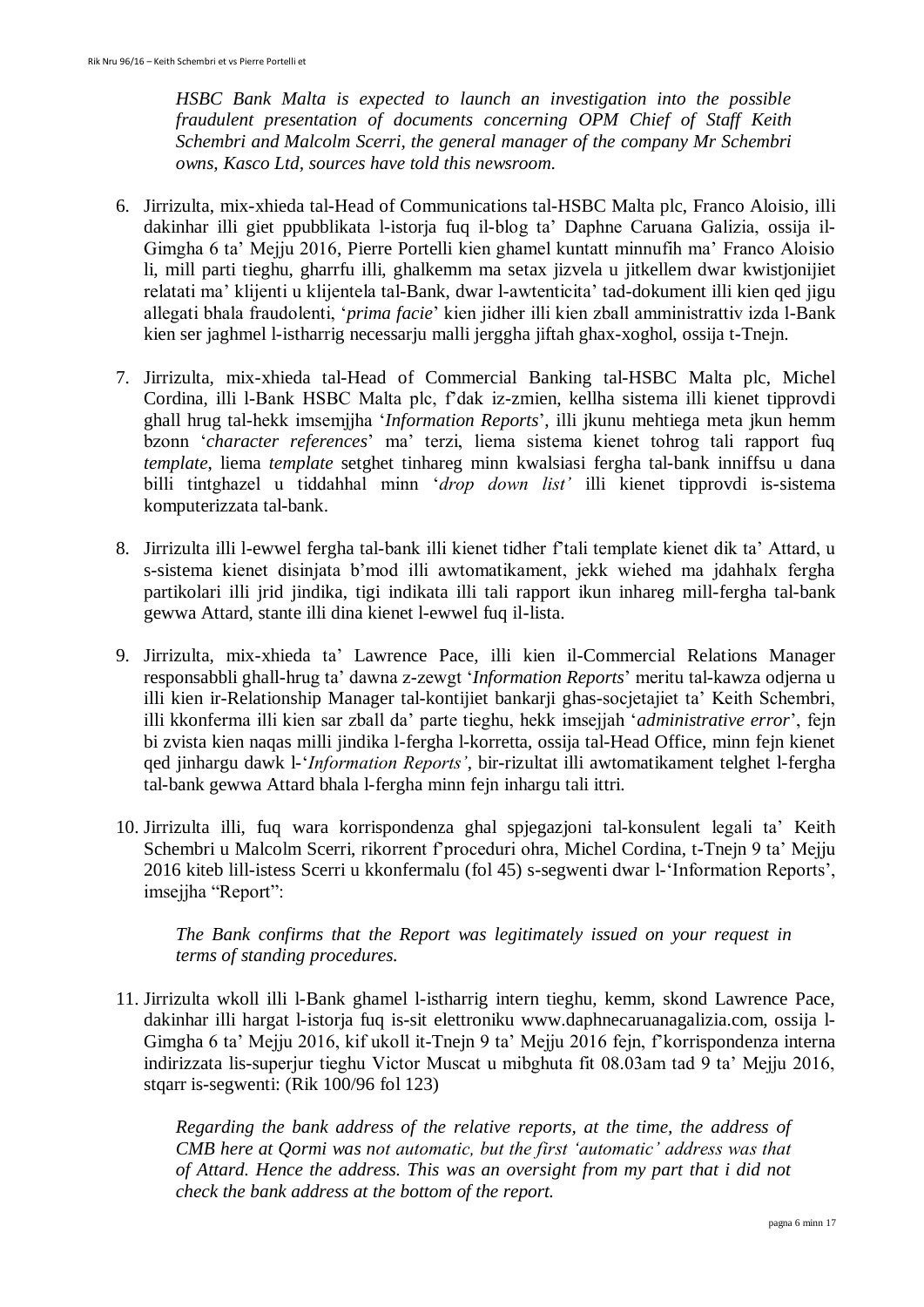*HSBC Bank Malta is expected to launch an investigation into the possible fraudulent presentation of documents concerning OPM Chief of Staff Keith Schembri and Malcolm Scerri, the general manager of the company Mr Schembri owns, Kasco Ltd, sources have told this newsroom.*

6. Jirrizulta, mix-xhieda tal-Head of Communications tal-HSBC Malta plc, Franco Aloisio, illi dakinhar illi giet ppubblikata l-istorja fuq il-blog ta' Daphne Caruana Galizia, ossija il-Gimgha 6 ta' Mejju 2016, Pierre Portelli kien ghamel kuntatt minnufih ma' Franco Aloisio li, mill parti tieghu, gharrfu illi, ghalkemm ma setax jizvela u jitkellem dwar kwistjonijiet relatati ma' klijenti u klijentela tal-Bank, dwar l-awtenticita' tad-dokument illi kien qed jigu allegati bhala fraudolenti, '*prima facie*' kien jidher illi kien zball amministrattiv izda l-Bank kien ser jaghmel l-istharrig necessarju malli jerggha jiftah ghax-xoghol, ossija t-Tnejn.

7. Jirrizulta, mix-xhieda tal-Head of Commercial Banking tal-HSBC Malta plc, Michel Cordina, illi l-Bank HSBC Malta plc, f'dak iz-zmien, kellha sistema illi kienet tipprovdi ghall hrug tal-hekk imsemjjha '*Information Reports*', illi jkunu mehtiega meta jkun hemm bzonn '*character references*' ma' terzi, liema sistema kienet tohrog tali rapport fuq *template*, liema *template* setghet tinhareg minn kwalsiasi fergha tal-bank inniffsu u dana billi tintghazel u tiddahhal minn '*drop down list'* illi kienet tipprovdi is-sistema komputerizzata tal-bank.

8. Jirrizulta illi l-ewwel fergha tal-bank illi kienet tidher f'tali template kienet dik ta' Attard, u s-sistema kienet disinjata b'mod illi awtomatikament, jekk wiehed ma jdahhalx fergha partikolari illi jrid jindika, tigi indikata illi tali rapport ikun inhareg mill-fergha tal-bank gewwa Attard, stante illi dina kienet l-ewwel fuq il-lista.

9. Jirrizulta, mix-xhieda ta' Lawrence Pace, illi kien il-Commercial Relations Manager responsabbli ghall-hrug ta' dawna z-zewgt '*Information Reports*' meritu tal-kawza odjerna u illi kien ir-Relationship Manager tal-kontijiet bankarji ghas-socjetajiet ta' Keith Schembri, illi kkonferma illi kien sar zball da' parte tieghu, hekk imsejjah '*administrative error*', fejn bi zvista kien naqas milli jindika l-fergha l-korretta, ossija tal-Head Office, minn fejn kienet qed jinhargu dawk l-'*Information Reports'*, bir-rizultat illi awtomatikament telghet l-fergha tal-bank gewwa Attard bhala l-fergha minn fejn inhargu tali ittri.

10. Jirrizulta illi, fuq wara korrispondenza ghal spjegazjoni tal-konsulent legali ta' Keith Schembri u Malcolm Scerri, rikorrent f'proceduri ohra, Michel Cordina, t-Tnejn 9 ta' Mejju 2016 kiteb lill-istess Scerri u kkonfermalu (fol 45) s-segwenti dwar l-'Information Reports', imsejjha "Report":

    *The Bank confirms that the Report was legitimately issued on your request in terms of standing procedures.*

11. Jirrizulta wkoll illi l-Bank ghamel l-istharrig intern tieghu, kemm, skond Lawrence Pace, dakinhar illi hargat l-istorja fuq is-sit elettroniku www.daphnecaruanagalizia.com, ossija l-Gimgha 6 ta' Mejju 2016, kif ukoll it-Tnejn 9 ta' Mejju 2016 fejn, f'korrispondenza interna indirizzata lis-superjur tieghu Victor Muscat u mibghuta fit 08.03am tad 9 ta' Mejju 2016, stqarr is-segwenti: (Rik 100/96 fol 123)

    *Regarding the bank address of the relative reports, at the time, the address of CMB here at Qormi was not automatic, but the first 'automatic' address was that of Attard. Hence the address. This was an oversight from my part that i did not check the bank address at the bottom of the report.*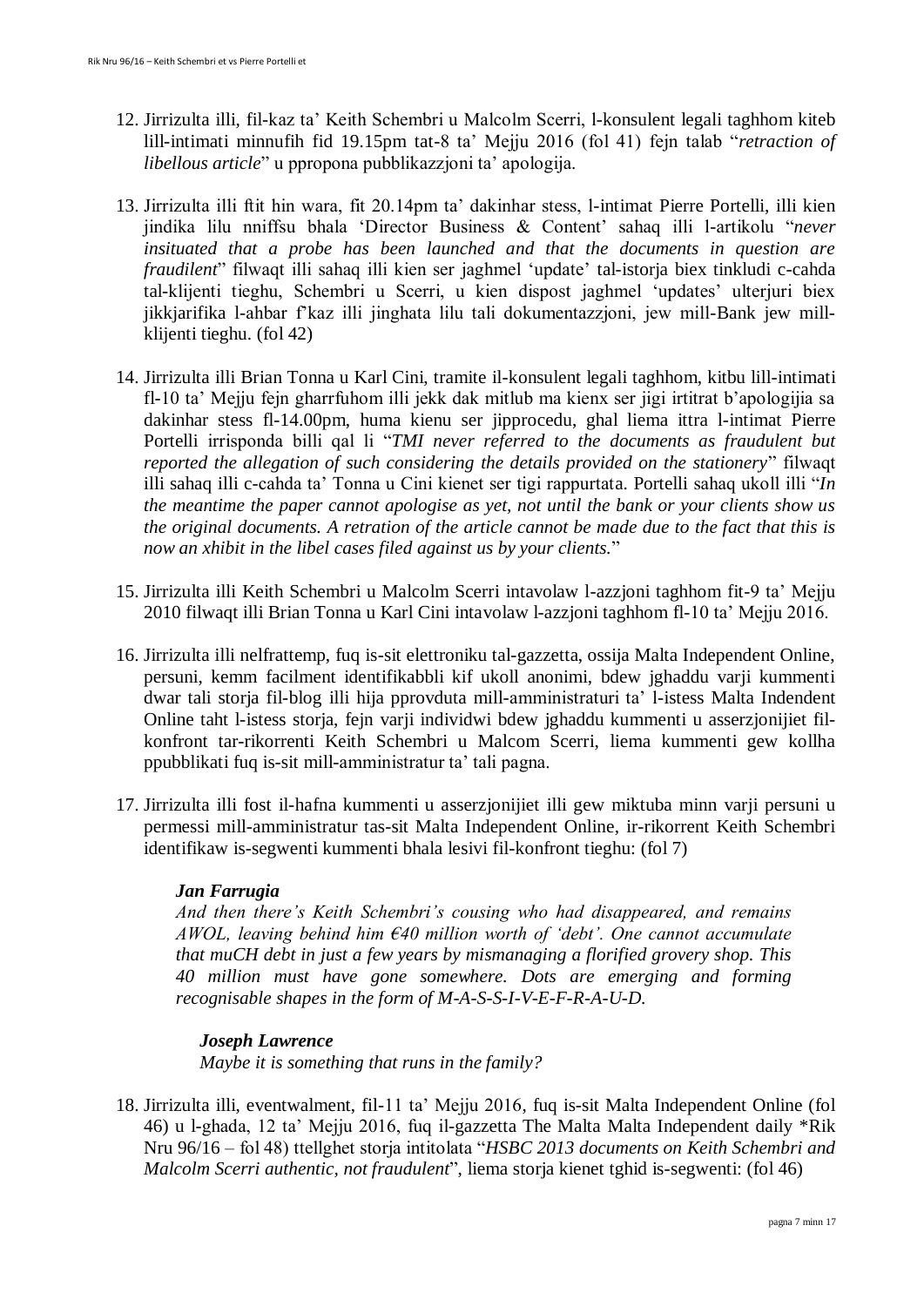12. Jirrizulta illi, fil-kaz ta' Keith Schembri u Malcolm Scerri, l-konsulent legali taghhom kiteb lill-intimati minnufih fid 19.15pm tat-8 ta' Mejju 2016 (fol 41) fejn talab "*retraction of libellous article*" u ppropona pubblikazzjoni ta' apologija.

13. Jirrizulta illi ftit hin wara, fit 20.14pm ta' dakinhar stess, l-intimat Pierre Portelli, illi kien jindika lilu nniffsu bhala 'Director Business & Content' sahaq illi l-artikolu "*never insituated that a probe has been launched and that the documents in question are fraudilent*" filwaqt illi sahaq illi kien ser jaghmel 'update' tal-istorja biex tinkludi c-cahda tal-klijenti tieghu, Schembri u Scerri, u kien dispost jaghmel 'updates' ulterjuri biex jikkjarifika l-ahbar f'kaz illi jinghata lilu tali dokumentazzjoni, jew mill-Bank jew mill-klijenti tieghu. (fol 42)

14. Jirrizulta illi Brian Tonna u Karl Cini, tramite il-konsulent legali taghhom, kitbu lill-intimati fl-10 ta' Mejju fejn gharrfuhom illi jekk dak mitlub ma kienx ser jigi irtitrat b'apologijia sa dakinhar stess fl-14.00pm, huma kienu ser jipprocedu, ghal liema ittra l-intimat Pierre Portelli irrisponda billi qal li "*TMI never referred to the documents as fraudulent but reported the allegation of such considering the details provided on the stationery*" filwaqt illi sahaq illi c-cahda ta' Tonna u Cini kienet ser tigi rappurtata. Portelli sahaq ukoll illi "*In the meantime the paper cannot apologise as yet, not until the bank or your clients show us the original documents. A retration of the article cannot be made due to the fact that this is now an xhibit in the libel cases filed against us by your clients.*"

15. Jirrizulta illi Keith Schembri u Malcolm Scerri intavolaw l-azzjoni taghhom fit-9 ta' Mejju 2010 filwaqt illi Brian Tonna u Karl Cini intavolaw l-azzjoni taghhom fl-10 ta' Mejju 2016.

16. Jirrizulta illi nelfrattemp, fuq is-sit elettroniku tal-gazzetta, ossija Malta Independent Online, persuni, kemm facilment identifikabbli kif ukoll anonimi, bdew jghaddu varji kummenti dwar tali storja fil-blog illi hija pprovduta mill-amministraturi ta' l-istess Malta Indendent Online taht l-istess storja, fejn varji individwi bdew jghaddu kummenti u asserzjonijiet fil-konfront tar-rikorrenti Keith Schembri u Malcom Scerri, liema kummenti gew kollha ppubblikati fuq is-sit mill-amministratur ta' tali pagna.

17. Jirrizulta illi fost il-hafna kummenti u asserzjonijiet illi gew miktuba minn varji persuni u permessi mill-amministratur tas-sit Malta Independent Online, ir-rikorrent Keith Schembri identifikaw is-segwenti kummenti bhala lesivi fil-konfront tieghu: (fol 7)

    ***Jan Farrugia***
    *And then there's Keith Schembri's cousing who had disappeared, and remains AWOL, leaving behind him €40 million worth of 'debt'. One cannot accumulate that muCH debt in just a few years by mismanaging a florified grovery shop. This 40 million must have gone somewhere. Dots are emerging and forming recognisable shapes in the form of M-A-S-S-I-V-E-F-R-A-U-D.*

    ***Joseph Lawrence***
    *Maybe it is something that runs in the family?*

18. Jirrizulta illi, eventwalment, fil-11 ta' Mejju 2016, fuq is-sit Malta Independent Online (fol 46) u l-ghada, 12 ta' Mejju 2016, fuq il-gazzetta The Malta Malta Independent daily *Rik Nru 96/16 – fol 48) ttellghet storja intitolata "*HSBC 2013 documents on Keith Schembri and Malcolm Scerri authentic, not fraudulent*", liema storja kienet tghid is-segwenti: (fol 46)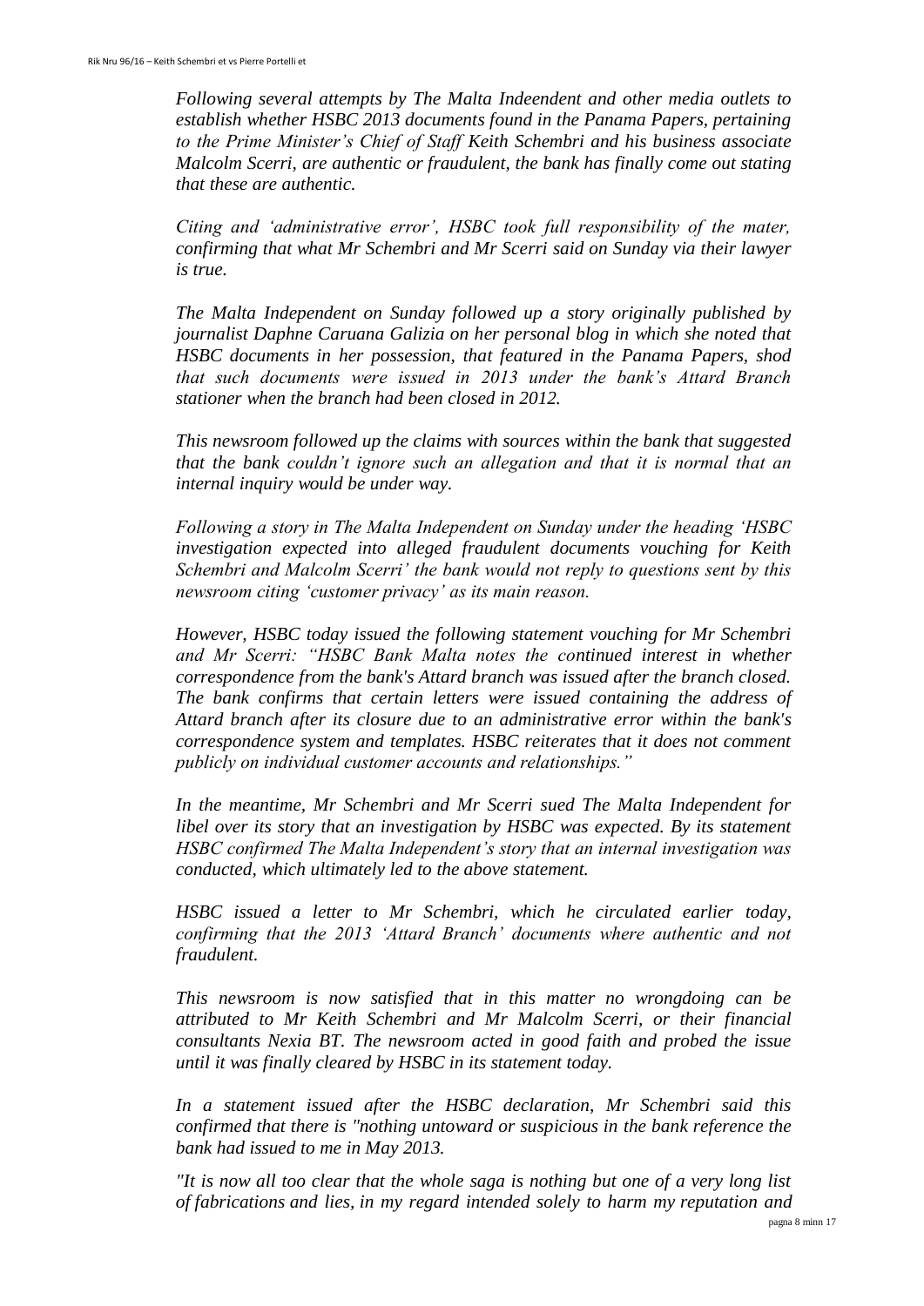*Following several attempts by The Malta Indeendent and other media outlets to establish whether HSBC 2013 documents found in the Panama Papers, pertaining to the Prime Minister's Chief of Staff Keith Schembri and his business associate Malcolm Scerri, are authentic or fraudulent, the bank has finally come out stating that these are authentic.*

*Citing and 'administrative error', HSBC took full responsibility of the mater, confirming that what Mr Schembri and Mr Scerri said on Sunday via their lawyer is true.*

*The Malta Independent on Sunday followed up a story originally published by journalist Daphne Caruana Galizia on her personal blog in which she noted that HSBC documents in her possession, that featured in the Panama Papers, shod that such documents were issued in 2013 under the bank's Attard Branch stationer when the branch had been closed in 2012.*

*This newsroom followed up the claims with sources within the bank that suggested that the bank couldn't ignore such an allegation and that it is normal that an internal inquiry would be under way.*

*Following a story in The Malta Independent on Sunday under the heading 'HSBC investigation expected into alleged fraudulent documents vouching for Keith Schembri and Malcolm Scerri' the bank would not reply to questions sent by this newsroom citing 'customer privacy' as its main reason.*

*However, HSBC today issued the following statement vouching for Mr Schembri and Mr Scerri: "HSBC Bank Malta notes the continued interest in whether correspondence from the bank's Attard branch was issued after the branch closed. The bank confirms that certain letters were issued containing the address of Attard branch after its closure due to an administrative error within the bank's correspondence system and templates. HSBC reiterates that it does not comment publicly on individual customer accounts and relationships."*

*In the meantime, Mr Schembri and Mr Scerri sued The Malta Independent for libel over its story that an investigation by HSBC was expected. By its statement HSBC confirmed The Malta Independent's story that an internal investigation was conducted, which ultimately led to the above statement.*

*HSBC issued a letter to Mr Schembri, which he circulated earlier today, confirming that the 2013 'Attard Branch' documents where authentic and not fraudulent.*

*This newsroom is now satisfied that in this matter no wrongdoing can be attributed to Mr Keith Schembri and Mr Malcolm Scerri, or their financial consultants Nexia BT. The newsroom acted in good faith and probed the issue until it was finally cleared by HSBC in its statement today.*

*In a statement issued after the HSBC declaration, Mr Schembri said this confirmed that there is "nothing untoward or suspicious in the bank reference the bank had issued to me in May 2013.*

*"It is now all too clear that the whole saga is nothing but one of a very long list of fabrications and lies, in my regard intended solely to harm my reputation and*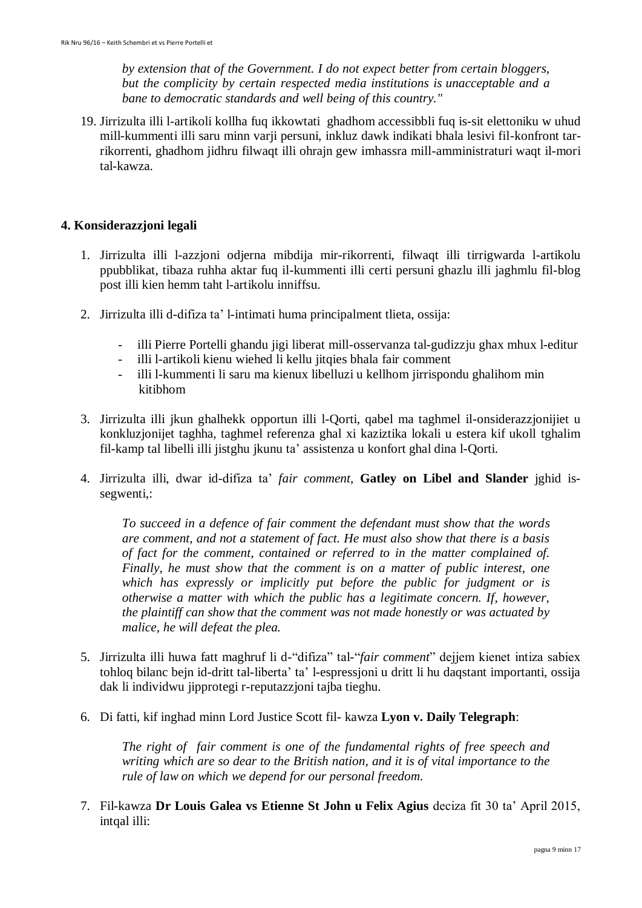*by extension that of the Government. I do not expect better from certain bloggers, but the complicity by certain respected media institutions is unacceptable and a bane to democratic standards and well being of this country."*

19. Jirrizulta illi l-artikoli kollha fuq ikkowtati ghadhom accessibbli fuq is-sit elettoniku w uhud mill-kummenti illi saru minn varji persuni, inkluz dawk indikati bhala lesivi fil-konfront tar-rikorrenti, ghadhom jidhru filwaqt illi ohrajn gew imhassra mill-amministraturi waqt il-mori tal-kawza.

## 4. Konsiderazzjoni legali

1. Jirrizulta illi l-azzjoni odjerna mibdija mir-rikorrenti, filwaqt illi tirrigwarda l-artikolu ppubblikat, tibaza ruhha aktar fuq il-kummenti illi certi persuni ghazlu illi jaghmlu fil-blog post illi kien hemm taht l-artikolu inniffsu.

2. Jirrizulta illi d-difiza ta' l-intimati huma principalment tlieta, ossija:

   - illi Pierre Portelli ghandu jigi liberat mill-osservanza tal-gudizzju ghax mhux l-editur
   - illi l-artikoli kienu wiehed li kellu jitqies bhala fair comment
   - illi l-kummenti li saru ma kienux libelluzi u kellhom jirrispondu ghalihom min kitibhom

3. Jirrizulta illi jkun ghalhekk opportun illi l-Qorti, qabel ma taghmel il-onsiderazzjonijiet u konkluzjonijet taghha, taghmel referenza ghal xi kaziztika lokali u estera kif ukoll tghalim fil-kamp tal libelli illi jistghu jkunu ta' assistenza u konfort ghal dina l-Qorti.

4. Jirrizulta illi, dwar id-difiza ta' *fair comment*, **Gatley on Libel and Slander** jghid is-segwenti,:

   *To succeed in a defence of fair comment the defendant must show that the words are comment, and not a statement of fact. He must also show that there is a basis of fact for the comment, contained or referred to in the matter complained of. Finally, he must show that the comment is on a matter of public interest, one which has expressly or implicitly put before the public for judgment or is otherwise a matter with which the public has a legitimate concern. If, however, the plaintiff can show that the comment was not made honestly or was actuated by malice, he will defeat the plea.*

5. Jirrizulta illi huwa fatt maghruf li d-"difiza" tal-"*fair comment*" dejjem kienet intiza sabiex tohloq bilanc bejn id-dritt tal-liberta' ta' l-espressjoni u dritt li hu daqstant importanti, ossija dak li individwu jipprotegi r-reputazzjoni tajba tieghu.

6. Di fatti, kif inghad minn Lord Justice Scott fil- kawza **Lyon v. Daily Telegraph**:

   *The right of fair comment is one of the fundamental rights of free speech and writing which are so dear to the British nation, and it is of vital importance to the rule of law on which we depend for our personal freedom.*

7. Fil-kawza **Dr Louis Galea vs Etienne St John u Felix Agius** deciza fit 30 ta' April 2015, intqal illi: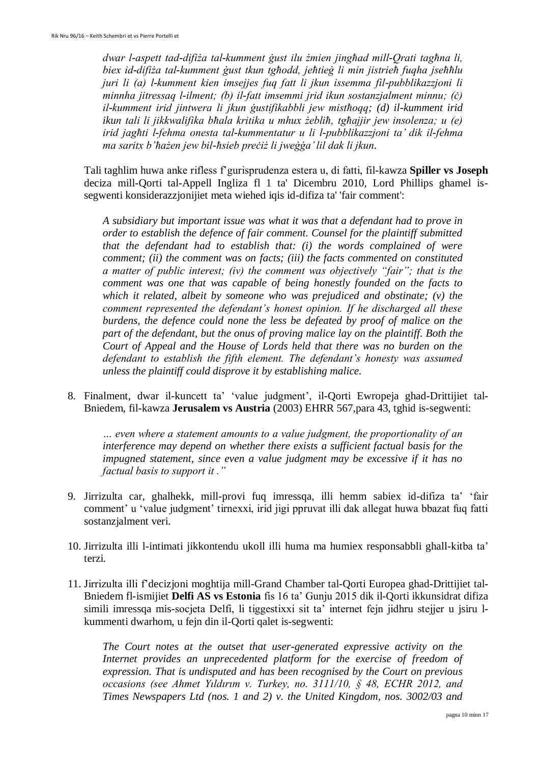*dwar l-aspett tad-difiża tal-kumment ġust ilu żmien jingħad mill-Qrati tagħna li, biex id-difiża tal-kumment ġust tkun tgħodd, jeħtieġ li min jistrieħ fuqha jseħħlu juri li (a) l-kumment kien imsejjes fuq fatt li jkun issemma fil-pubblikazzjoni li minnha jitressaq l-ilment; (b) il-fatt imsemmi jrid ikun sostanzjalment minnu; (ċ) il-kumment irid jintwera li jkun ġustifikabbli jew mistħoqq; (d) il-kumment irid ikun tali li jikkwalifika bħala kritika u mhux żebliħ, tgħajjir jew insolenza; u (e) irid jagħti l-fehma onesta tal-kummentatur u li l-pubblikazzjoni ta' dik il-fehma ma saritx b'ħażen jew bil-ħsieb preċiż li jweġġa' lil dak li jkun.*

Tali taghlim huwa anke rifless f'gurisprudenza estera u, di fatti, fil-kawza **Spiller vs Joseph** deciza mill-Qorti tal-Appell Ingliza fl 1 ta' Dicembru 2010, Lord Phillips ghamel is-segwenti konsiderazzjonijiet meta wiehed iqis id-difiza ta' 'fair comment':

*A subsidiary but important issue was what it was that a defendant had to prove in order to establish the defence of fair comment. Counsel for the plaintiff submitted that the defendant had to establish that: (i) the words complained of were comment; (ii) the comment was on facts; (iii) the facts commented on constituted a matter of public interest; (iv) the comment was objectively "fair"; that is the comment was one that was capable of being honestly founded on the facts to which it related, albeit by someone who was prejudiced and obstinate; (v) the comment represented the defendant's honest opinion. If he discharged all these burdens, the defence could none the less be defeated by proof of malice on the part of the defendant, but the onus of proving malice lay on the plaintiff. Both the Court of Appeal and the House of Lords held that there was no burden on the defendant to establish the fifth element. The defendant's honesty was assumed unless the plaintiff could disprove it by establishing malice.*

8. Finalment, dwar il-kuncett ta' 'value judgment', il-Qorti Ewropeja ghad-Drittijiet tal-Bniedem, fil-kawza **Jerusalem vs Austria** (2003) EHRR 567,para 43, tghid is-segwenti:

   *… even where a statement amounts to a value judgment, the proportionality of an interference may depend on whether there exists a sufficient factual basis for the impugned statement, since even a value judgment may be excessive if it has no factual basis to support it ."*

9. Jirrizulta car, ghalhekk, mill-provi fuq imressqa, illi hemm sabiex id-difiza ta' 'fair comment' u 'value judgment' tirnexxi, irid jigi ppruvat illi dak allegat huwa bbazat fuq fatti sostanzjalment veri.

10. Jirrizulta illi l-intimati jikkontendu ukoll illi huma ma humiex responsabbli ghall-kitba ta' terzi.

11. Jirrizulta illi f'decizjoni moghtija mill-Grand Chamber tal-Qorti Europea ghad-Drittijiet tal-Bniedem fl-ismijiet **Delfi AS vs Estonia** fis 16 ta' Gunju 2015 dik il-Qorti ikkunsidrat difiza simili imressqa mis-socjeta Delfi, li tiggestixxi sit ta' internet fejn jidhru stejjer u jsiru l-kummenti dwarhom, u fejn din il-Qorti qalet is-segwenti:

    *The Court notes at the outset that user-generated expressive activity on the Internet provides an unprecedented platform for the exercise of freedom of expression. That is undisputed and has been recognised by the Court on previous occasions (see Ahmet Yıldırım v. Turkey, no. 3111/10, § 48, ECHR 2012, and Times Newspapers Ltd (nos. 1 and 2) v. the United Kingdom, nos. 3002/03 and*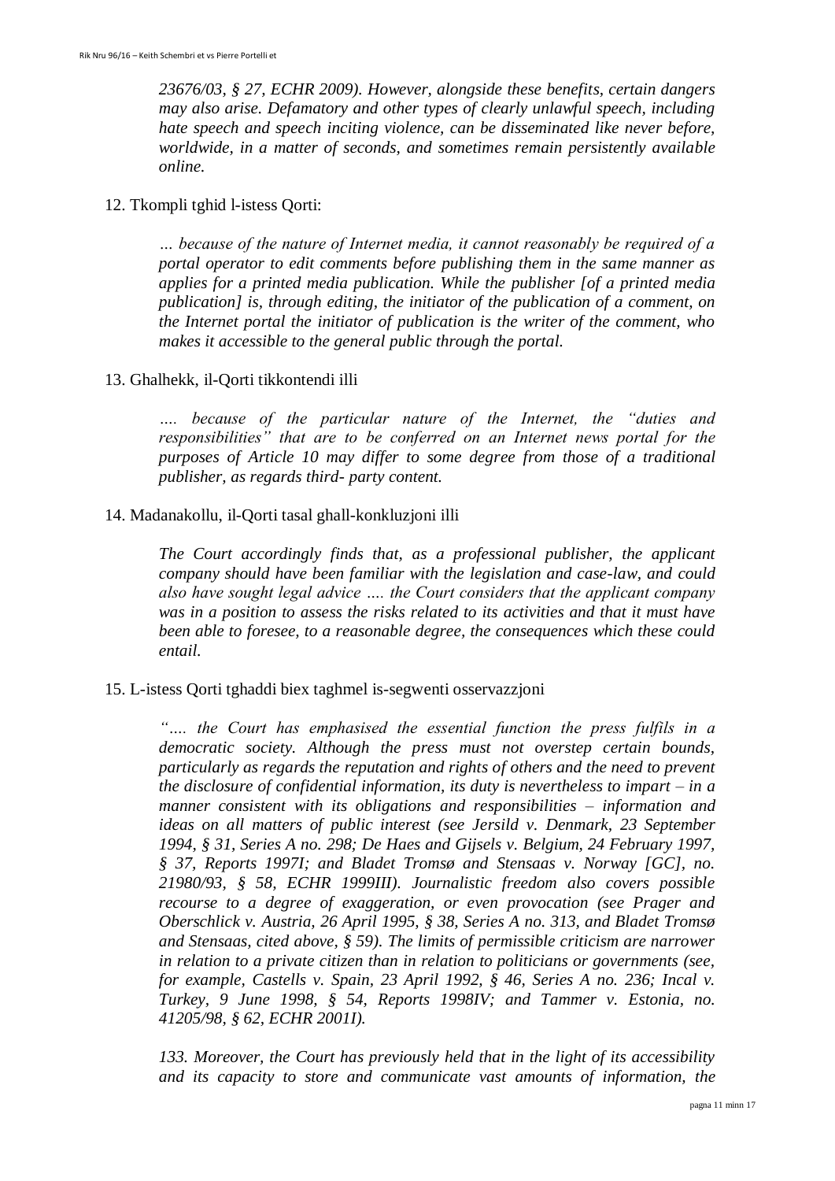*23676/03, § 27, ECHR 2009). However, alongside these benefits, certain dangers may also arise. Defamatory and other types of clearly unlawful speech, including hate speech and speech inciting violence, can be disseminated like never before, worldwide, in a matter of seconds, and sometimes remain persistently available online.*

12. Tkompli tghid l-istess Qorti:

> *… because of the nature of Internet media, it cannot reasonably be required of a portal operator to edit comments before publishing them in the same manner as applies for a printed media publication. While the publisher [of a printed media publication] is, through editing, the initiator of the publication of a comment, on the Internet portal the initiator of publication is the writer of the comment, who makes it accessible to the general public through the portal.*

13. Għalhekk, il-Qorti tikkontendi illi

> *…. because of the particular nature of the Internet, the "duties and responsibilities" that are to be conferred on an Internet news portal for the purposes of Article 10 may differ to some degree from those of a traditional publisher, as regards third- party content.*

14. Madanakollu, il-Qorti tasal għall-konkluzjoni illi

> *The Court accordingly finds that, as a professional publisher, the applicant company should have been familiar with the legislation and case-law, and could also have sought legal advice …. the Court considers that the applicant company was in a position to assess the risks related to its activities and that it must have been able to foresee, to a reasonable degree, the consequences which these could entail.*

15. L-istess Qorti tgħaddi biex tagħmel is-segwenti osservazzjoni

> *"…. the Court has emphasised the essential function the press fulfils in a democratic society. Although the press must not overstep certain bounds, particularly as regards the reputation and rights of others and the need to prevent the disclosure of confidential information, its duty is nevertheless to impart – in a manner consistent with its obligations and responsibilities – information and ideas on all matters of public interest (see Jersild v. Denmark, 23 September 1994, § 31, Series A no. 298; De Haes and Gijsels v. Belgium, 24 February 1997, § 37, Reports 1997I; and Bladet Tromsø and Stensaas v. Norway [GC], no. 21980/93, § 58, ECHR 1999III). Journalistic freedom also covers possible recourse to a degree of exaggeration, or even provocation (see Prager and Oberschlick v. Austria, 26 April 1995, § 38, Series A no. 313, and Bladet Tromsø and Stensaas, cited above, § 59). The limits of permissible criticism are narrower in relation to a private citizen than in relation to politicians or governments (see, for example, Castells v. Spain, 23 April 1992, § 46, Series A no. 236; Incal v. Turkey, 9 June 1998, § 54, Reports 1998IV; and Tammer v. Estonia, no. 41205/98, § 62, ECHR 2001I).*
>
> *133. Moreover, the Court has previously held that in the light of its accessibility and its capacity to store and communicate vast amounts of information, the*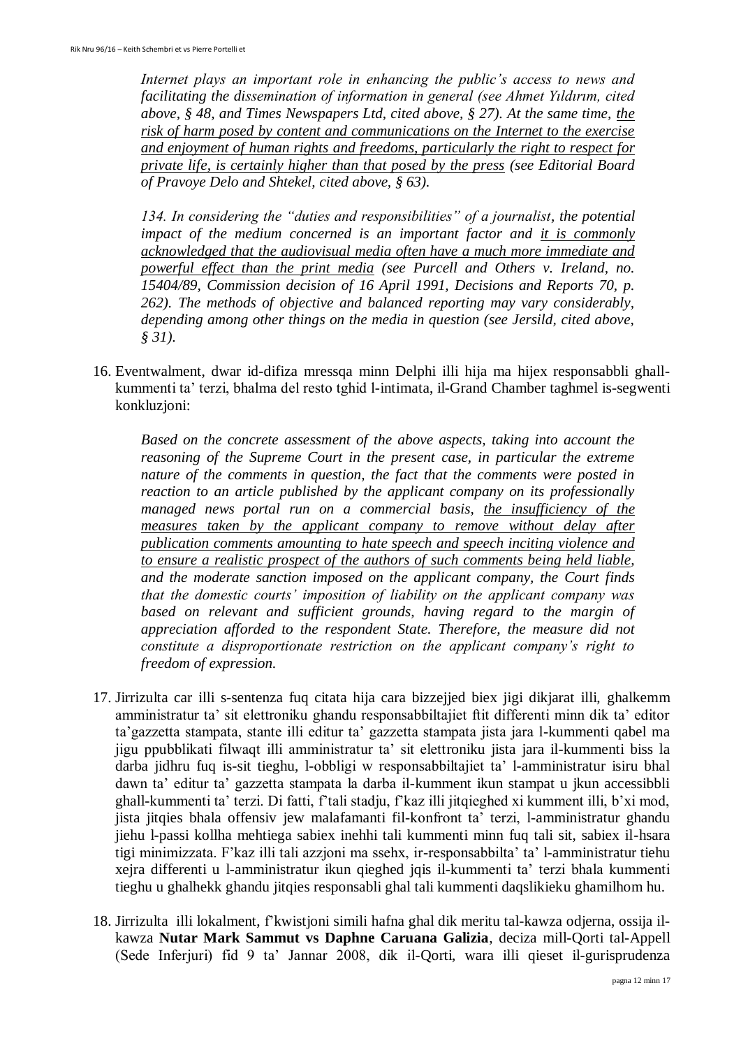*Internet plays an important role in enhancing the public's access to news and facilitating the dissemination of information in general (see Ahmet Yıldırım, cited above, § 48, and Times Newspapers Ltd, cited above, § 27). At the same time, <u>the risk of harm posed by content and communications on the Internet to the exercise and enjoyment of human rights and freedoms, particularly the right to respect for private life, is certainly higher than that posed by the press</u> (see Editorial Board of Pravoye Delo and Shtekel, cited above, § 63).*

*134. In considering the "duties and responsibilities" of a journalist, the potential impact of the medium concerned is an important factor and <u>it is commonly acknowledged that the audiovisual media often have a much more immediate and powerful effect than the print media</u> (see Purcell and Others v. Ireland, no. 15404/89, Commission decision of 16 April 1991, Decisions and Reports 70, p. 262). The methods of objective and balanced reporting may vary considerably, depending among other things on the media in question (see Jersild, cited above, § 31).*

16. Eventwalment, dwar id-difiza mressqa minn Delphi illi hija ma hijex responsabbli ghall-kummenti ta' terzi, bhalma del resto tghid l-intimata, il-Grand Chamber taghmel is-segwenti konkluzjoni:

    *Based on the concrete assessment of the above aspects, taking into account the reasoning of the Supreme Court in the present case, in particular the extreme nature of the comments in question, the fact that the comments were posted in reaction to an article published by the applicant company on its professionally managed news portal run on a commercial basis, <u>the insufficiency of the measures taken by the applicant company to remove without delay after publication comments amounting to hate speech and speech inciting violence and to ensure a realistic prospect of the authors of such comments being held liable</u>, and the moderate sanction imposed on the applicant company, the Court finds that the domestic courts' imposition of liability on the applicant company was based on relevant and sufficient grounds, having regard to the margin of appreciation afforded to the respondent State. Therefore, the measure did not constitute a disproportionate restriction on the applicant company's right to freedom of expression.*

17. Jirrizulta car illi s-sentenza fuq citata hija cara bizzejjed biex jigi dikjarat illi, ghalkemm amministratur ta' sit elettroniku ghandu responsabbiltajiet ftit differenti minn dik ta' editor ta'gazzetta stampata, stante illi editur ta' gazzetta stampata jista jara l-kummenti qabel ma jigu ppubblikati filwaqt illi amministratur ta' sit elettroniku jista jara il-kummenti biss la darba jidhru fuq is-sit tieghu, l-obbligi w responsabbiltajiet ta' l-amministratur isiru bhal dawn ta' editur ta' gazzetta stampata la darba il-kumment ikun stampat u jkun accessibbli ghall-kummenti ta' terzi. Di fatti, f'tali stadju, f'kaz illi jitqieghed xi kumment illi, b'xi mod, jista jitqies bhala offensiv jew malafamanti fil-konfront ta' terzi, l-amministratur ghandu jiehu l-passi kollha mehtiega sabiex inehhi tali kummenti minn fuq tali sit, sabiex il-hsara tigi minimizzata. F'kaz illi tali azzjoni ma ssehx, ir-responsabbilta' ta' l-amministratur tiehu xejra differenti u l-amministratur ikun qieghed jqis il-kummenti ta' terzi bhala kummenti tieghu u ghalhekk ghandu jitqies responsabli ghal tali kummenti daqslikieku ghamilhom hu.

18. Jirrizulta illi lokalment, f'kwistjoni simili hafna ghal dik meritu tal-kawza odjerna, ossija il-kawza **Nutar Mark Sammut vs Daphne Caruana Galizia**, deciza mill-Qorti tal-Appell (Sede Inferjuri) fid 9 ta' Jannar 2008, dik il-Qorti, wara illi qieset il-gurisprudenza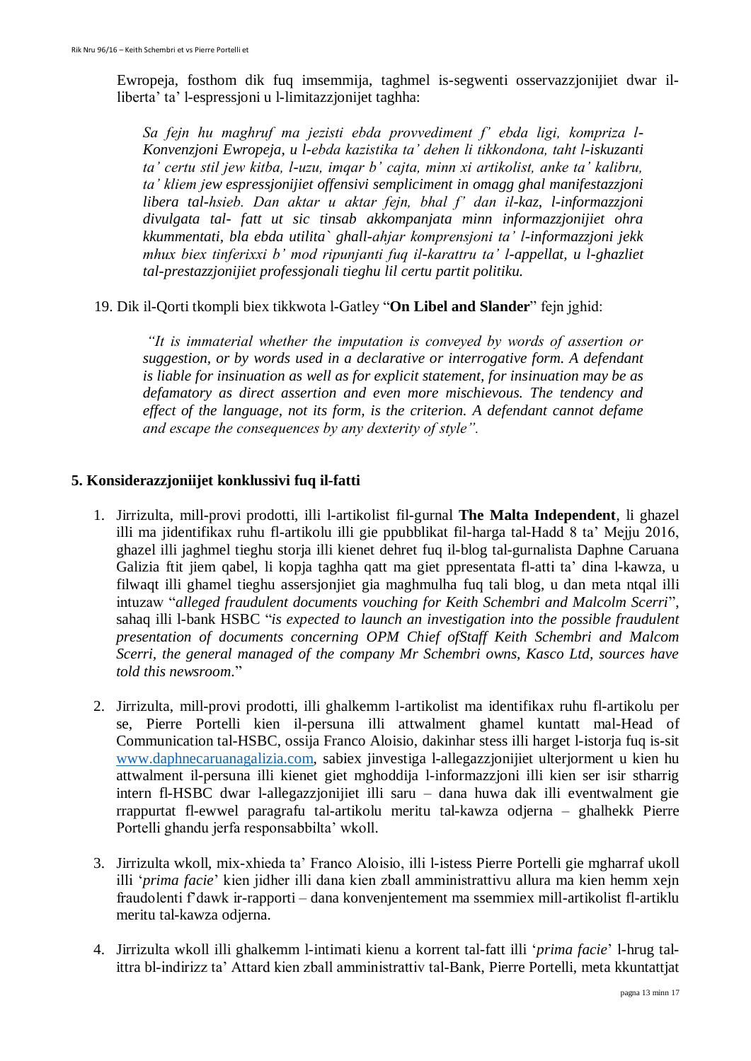Ewropeja, fosthom dik fuq imsemmija, taghmel is-segwenti osservazzjonijiet dwar il-liberta' ta' l-espressjoni u l-limitazzjonijet taghha:

*Sa fejn hu maghruf ma jezisti ebda provvediment f' ebda ligi, kompriza l-Konvenzjoni Ewropeja, u l-ebda kazistika ta' dehen li tikkondona, taht l-iskuzanti ta' certu stil jew kitba, l-uzu, imqar b' cajta, minn xi artikolist, anke ta' kalibru, ta' kliem jew espressjonijiet offensivi sempliciment in omagg ghal manifestazzjoni libera tal-hsieb. Dan aktar u aktar fejn, bhal f' dan il-kaz, l-informazzjoni divulgata tal- fatt ut sic tinsab akkompanjata minn informazzjonijiet ohra kkummentati, bla ebda utilita` ghall-ahjar komprensjoni ta' l-informazzjoni jekk mhux biex tinferixxi b' mod ripunjanti fuq il-karattru ta' l-appellat, u l-ghazliet tal-prestazzjonijiet professjonali tieghu lil certu partit politiku.*

19. Dik il-Qorti tkompli biex tikkwota l-Gatley "**On Libel and Slander**" fejn jghid:

*"It is immaterial whether the imputation is conveyed by words of assertion or suggestion, or by words used in a declarative or interrogative form. A defendant is liable for insinuation as well as for explicit statement, for insinuation may be as defamatory as direct assertion and even more mischievous. The tendency and effect of the language, not its form, is the criterion. A defendant cannot defame and escape the consequences by any dexterity of style".*

## 5. Konsiderazzjoniijet konklussivi fuq il-fatti

1. Jirrizulta, mill-provi prodotti, illi l-artikolist fil-gurnal **The Malta Independent**, li ghazel illi ma jidentifikax ruhu fl-artikolu illi gie ppubblikat fil-harga tal-Hadd 8 ta' Mejju 2016, ghazel illi jaghmel tieghu storja illi kienet dehret fuq il-blog tal-gurnalista Daphne Caruana Galizia ftit jiem qabel, li kopja taghha qatt ma giet ppresentata fl-atti ta' dina l-kawza, u filwaqt illi ghamel tieghu assersjonijiet gia maghmulha fuq tali blog, u dan meta ntqal illi intuzaw "*alleged fraudulent documents vouching for Keith Schembri and Malcolm Scerri*", sahaq illi l-bank HSBC "*is expected to launch an investigation into the possible fraudulent presentation of documents concerning OPM Chief ofStaff Keith Schembri and Malcom Scerri, the general managed of the company Mr Schembri owns, Kasco Ltd, sources have told this newsroom.*"

2. Jirrizulta, mill-provi prodotti, illi ghalkemm l-artikolist ma identifikax ruhu fl-artikolu per se, Pierre Portelli kien il-persuna illi attwalment ghamel kuntatt mal-Head of Communication tal-HSBC, ossija Franco Aloisio, dakinhar stess illi harget l-istorja fuq is-sit www.daphnecaruanagalizia.com, sabiex jinvestiga l-allegazzjonijiet ulterjorment u kien hu attwalment il-persuna illi kienet giet mghoddija l-informazzjoni illi kien ser isir stharrig intern fl-HSBC dwar l-allegazzjonijiet illi saru – dana huwa dak illi eventwalment gie rrappurtat fl-ewwel paragrafu tal-artikolu meritu tal-kawza odjerna – ghalhekk Pierre Portelli ghandu jerfa responsabbilta' wkoll.

3. Jirrizulta wkoll, mix-xhieda ta' Franco Aloisio, illi l-istess Pierre Portelli gie mgharraf ukoll illi '*prima facie*' kien jidher illi dana kien zball amministrattivu allura ma kien hemm xejn fraudolenti f'dawk ir-rapporti – dana konvenjentement ma ssemmiex mill-artikolist fl-artiklu meritu tal-kawza odjerna.

4. Jirrizulta wkoll illi ghalkemm l-intimati kienu a korrent tal-fatt illi '*prima facie*' l-hrug tal-ittra bl-indirizz ta' Attard kien zball amministrattiv tal-Bank, Pierre Portelli, meta kkuntattjat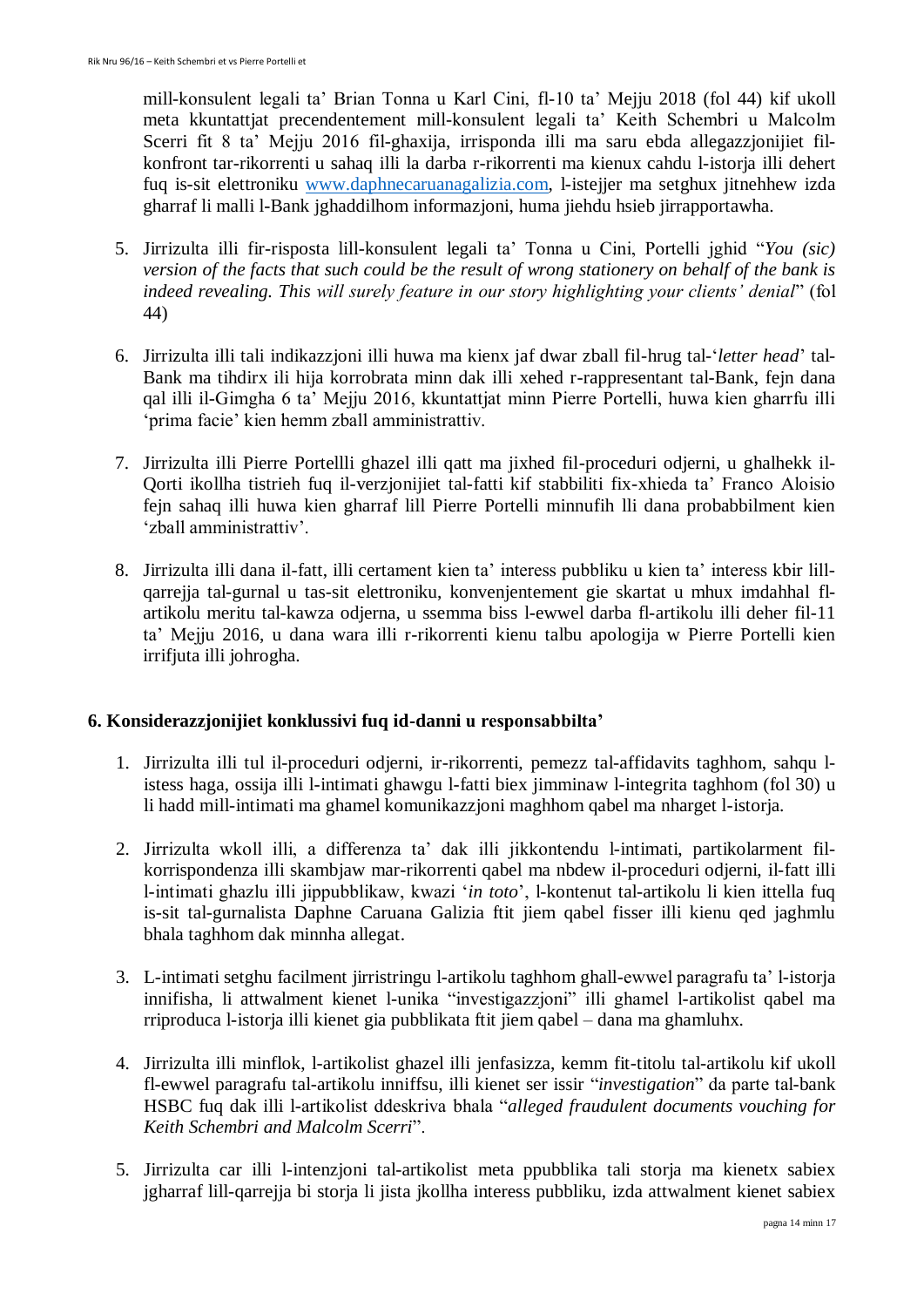mill-konsulent legali ta' Brian Tonna u Karl Cini, fl-10 ta' Mejju 2018 (fol 44) kif ukoll meta kkuntattjat precendentement mill-konsulent legali ta' Keith Schembri u Malcolm Scerri fit 8 ta' Mejju 2016 fil-ghaxija, irrisponda illi ma saru ebda allegazzjonijiet fil-konfront tar-rikorrenti u sahaq illi la darba r-rikorrenti ma kienux cahdu l-istorja illi dehert fuq is-sit elettroniku www.daphnecaruanagalizia.com, l-istejjer ma setghux jitnehhew izda gharraf li malli l-Bank jghaddilhom informazjoni, huma jiehdu hsieb jirrapportawha.

5. Jirrizulta illi fir-risposta lill-konsulent legali ta' Tonna u Cini, Portelli jghid "*You (sic) version of the facts that such could be the result of wrong stationery on behalf of the bank is indeed revealing. This will surely feature in our story highlighting your clients' denial*" (fol 44)

6. Jirrizulta illi tali indikazzjoni illi huwa ma kienx jaf dwar zball fil-hrug tal-'*letter head*' tal-Bank ma tihdirx ili hija korrobrata minn dak illi xehed r-rappresentant tal-Bank, fejn dana qal illi il-Gimgha 6 ta' Mejju 2016, kkuntattjat minn Pierre Portelli, huwa kien gharrfu illi 'prima facie' kien hemm zball amministrattiv.

7. Jirrizulta illi Pierre Portellli ghazel illi qatt ma jixhed fil-proceduri odjerni, u ghalhekk il-Qorti ikollha tistrieh fuq il-verzjonijiet tal-fatti kif stabbiliti fix-xhieda ta' Franco Aloisio fejn sahaq illi huwa kien gharraf lill Pierre Portelli minnufih lli dana probabbilment kien 'zball amministrattiv'.

8. Jirrizulta illi dana il-fatt, illi certament kien ta' interess pubbliku u kien ta' interess kbir lill-qarrejja tal-gurnal u tas-sit elettroniku, konvenjentement gie skartat u mhux imdahhal fl-artikolu meritu tal-kawza odjerna, u ssemma biss l-ewwel darba fl-artikolu illi deher fil-11 ta' Mejju 2016, u dana wara illi r-rikorrenti kienu talbu apologija w Pierre Portelli kien irrifjuta illi johrogha.

## 6. Konsiderazzjonijiet konklussivi fuq id-danni u responsabbilta'

1. Jirrizulta illi tul il-proceduri odjerni, ir-rikorrenti, pemezz tal-affidavits taghhom, sahqu l-istess haga, ossija illi l-intimati ghawgu l-fatti biex jimminaw l-integrita taghhom (fol 30) u li hadd mill-intimati ma ghamel komunikazzjoni maghhom qabel ma nharget l-istorja.

2. Jirrizulta wkoll illi, a differenza ta' dak illi jikkontendu l-intimati, partikolarment fil-korrispondenza illi skambjaw mar-rikorrenti qabel ma nbdew il-proceduri odjerni, il-fatt illi l-intimati ghazlu illi jippubblikaw, kwazi '*in toto*', l-kontenut tal-artikolu li kien ittella fuq is-sit tal-gurnalista Daphne Caruana Galizia ftit jiem qabel fisser illi kienu qed jaghmlu bhala taghhom dak minnha allegat.

3. L-intimati setghu facilment jirristringu l-artikolu taghhom ghall-ewwel paragrafu ta' l-istorja innifisha, li attwalment kienet l-unika "investigazzjoni" illi ghamel l-artikolist qabel ma rriproduca l-istorja illi kienet gia pubblikata ftit jiem qabel – dana ma ghamluhx.

4. Jirrizulta illi minflok, l-artikolist ghazel illi jenfasizza, kemm fit-titolu tal-artikolu kif ukoll fl-ewwel paragrafu tal-artikolu inniffsu, illi kienet ser issir "*investigation*" da parte tal-bank HSBC fuq dak illi l-artikolist ddeskriva bhala "*alleged fraudulent documents vouching for Keith Schembri and Malcolm Scerri*".

5. Jirrizulta car illi l-intenzjoni tal-artikolist meta ppubblika tali storja ma kienetx sabiex jgharraf lill-qarrejja bi storja li jista jkollha interess pubbliku, izda attwalment kienet sabiex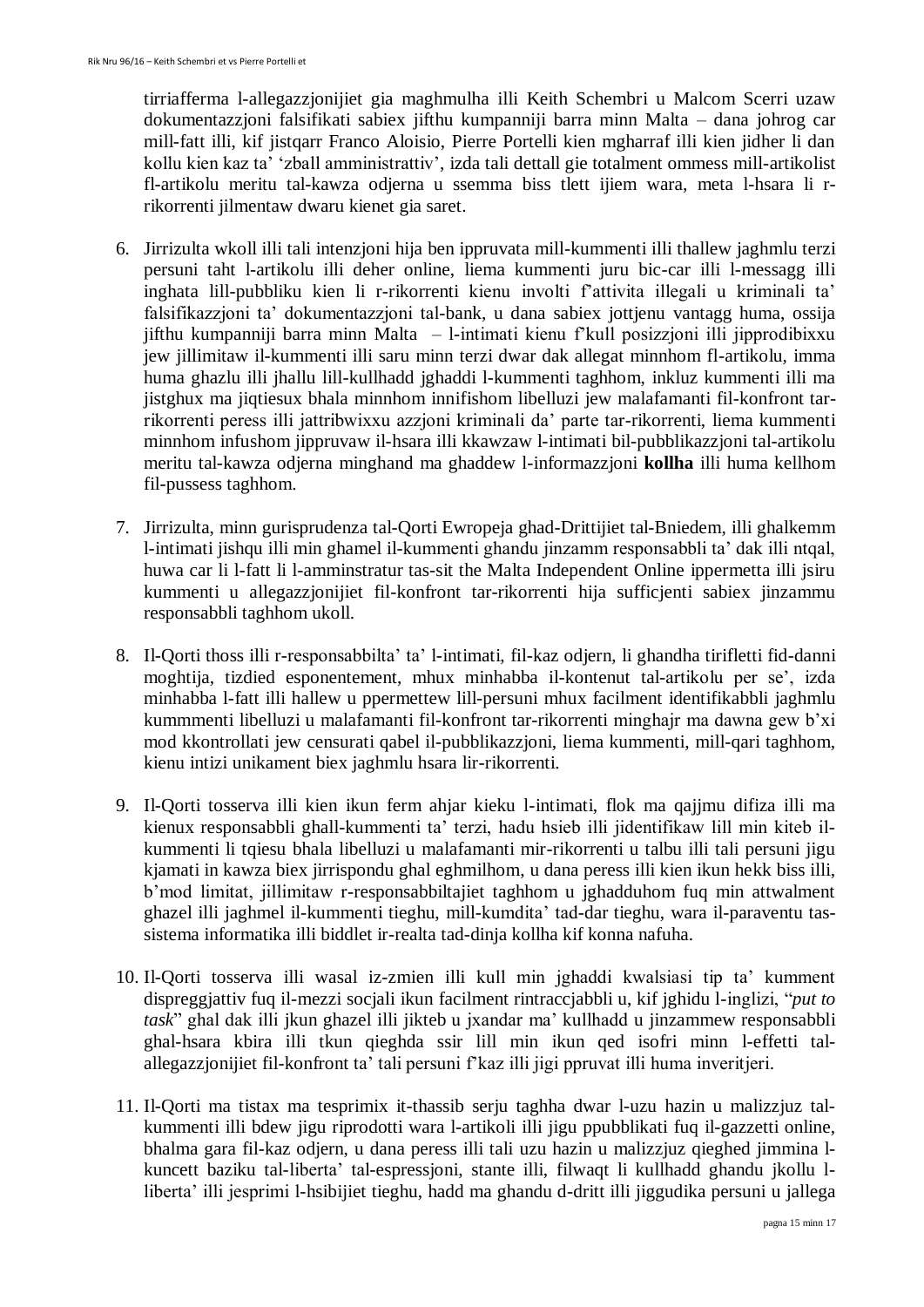tirriafferma l-allegazzjonijiet gia maghmulha illi Keith Schembri u Malcom Scerri uzaw dokumentazzjoni falsifikati sabiex jifthu kumpanniji barra minn Malta – dana johrog car mill-fatt illi, kif jistqarr Franco Aloisio, Pierre Portelli kien mgharraf illi kien jidher li dan kollu kien kaz ta' 'zball amministrattiv', izda tali dettall gie totalment ommess mill-artikolist fl-artikolu meritu tal-kawza odjerna u ssemma biss tlett ijiem wara, meta l-hsara li r-rikorrenti jilmentaw dwaru kienet gia saret.

6. Jirrizulta wkoll illi tali intenzjoni hija ben ippruvata mill-kummenti illi thallew jaghmlu terzi persuni taht l-artikolu illi deher online, liema kummenti juru bic-car illi l-messagg illi inghata lill-pubbliku kien li r-rikorrenti kienu involti f'attivita illegali u kriminali ta' falsifikazzjoni ta' dokumentazzjoni tal-bank, u dana sabiex jottjenu vantagg huma, ossija jifthu kumpanniji barra minn Malta – l-intimati kienu f'kull posizzjoni illi jipprodibixxu jew jillimitaw il-kummenti illi saru minn terzi dwar dak allegat minnhom fl-artikolu, imma huma ghazlu illi jhallu lill-kullhadd jghaddi l-kummenti taghhom, inkluz kummenti illi ma jistghux ma jiqtiesux bhala minnhom innifishom libelluzi jew malafamanti fil-konfront tar-rikorrenti peress illi jattribwixxu azzjoni kriminali da' parte tar-rikorrenti, liema kummenti minnhom infushom jippruvaw il-hsara illi kkawzaw l-intimati bil-pubblikazzjoni tal-artikolu meritu tal-kawza odjerna minghand ma ghaddew l-informazzjoni **kollha** illi huma kellhom fil-pussess taghhom.

7. Jirrizulta, minn gurisprudenza tal-Qorti Ewropeja ghad-Drittijiet tal-Bniedem, illi ghalkemm l-intimati jishqu illi min ghamel il-kummenti ghandu jinzamm responsabbli ta' dak illi ntqal, huwa car li l-fatt li l-amminstratur tas-sit the Malta Independent Online ippermetta illi jsiru kummenti u allegazzjonijiet fil-konfront tar-rikorrenti hija sufficjenti sabiex jinzammu responsabbli taghhom ukoll.

8. Il-Qorti thoss illi r-responsabbilta' ta' l-intimati, fil-kaz odjern, li ghandha tirifletti fid-danni moghtija, tizdied esponentement, mhux minhabba il-kontenut tal-artikolu per se', izda minhabba l-fatt illi hallew u ppermettew lill-persuni mhux facilment identifikabbli jaghmlu kummmenti libelluzi u malafamanti fil-konfront tar-rikorrenti minghajr ma dawna gew b'xi mod kkontrollati jew censurati qabel il-pubblikazzjoni, liema kummenti, mill-qari taghhom, kienu intizi unikament biex jaghmlu hsara lir-rikorrenti.

9. Il-Qorti tosserva illi kien ikun ferm ahjar kieku l-intimati, flok ma qajjmu difiza illi ma kienux responsabbli ghall-kummenti ta' terzi, hadu hsieb illi jidentifikaw lill min kiteb il-kummenti li tqiesu bhala libelluzi u malafamanti mir-rikorrenti u talbu illi tali persuni jigu kjamati in kawza biex jirrispondu ghal eghmilhom, u dana peress illi kien ikun hekk biss illi, b'mod limitat, jillimitaw r-responsabbiltajiet taghhom u jghadduhom fuq min attwalment ghazel illi jaghmel il-kummenti tieghu, mill-kumdita' tad-dar tieghu, wara il-paraventu tas-sistema informatika illi biddlet ir-realta tad-dinja kollha kif konna nafuha.

10. Il-Qorti tosserva illi wasal iz-zmien illi kull min jghaddi kwalsiasi tip ta' kumment dispreggjattiv fuq il-mezzi socjali ikun facilment rintraccjabbli u, kif jghidu l-inglizi, "*put to task*" ghal dak illi jkun ghazel illi jikteb u jxandar ma' kullhadd u jinzammew responsabbli ghal-hsara kbira illi tkun qieghda ssir lill min ikun qed isofri minn l-effetti tal-allegazzjonijiet fil-konfront ta' tali persuni f'kaz illi jigi ppruvat illi huma inveritjeri.

11. Il-Qorti ma tistax ma tesprimix it-thassib serju taghha dwar l-uzu hazin u malizzjuz tal-kummenti illi bdew jigu riprodotti wara l-artikoli illi jigu ppubblikati fuq il-gazzetti online, bhalma gara fil-kaz odjern, u dana peress illi tali uzu hazin u malizzjuz qieghed jimmina l-kuncett baziku tal-liberta' tal-espressjoni, stante illi, filwaqt li kullhadd ghandu jkollu l-liberta' illi jesprimi l-hsibijiet tieghu, hadd ma ghandu d-dritt illi jiggudika persuni u jallega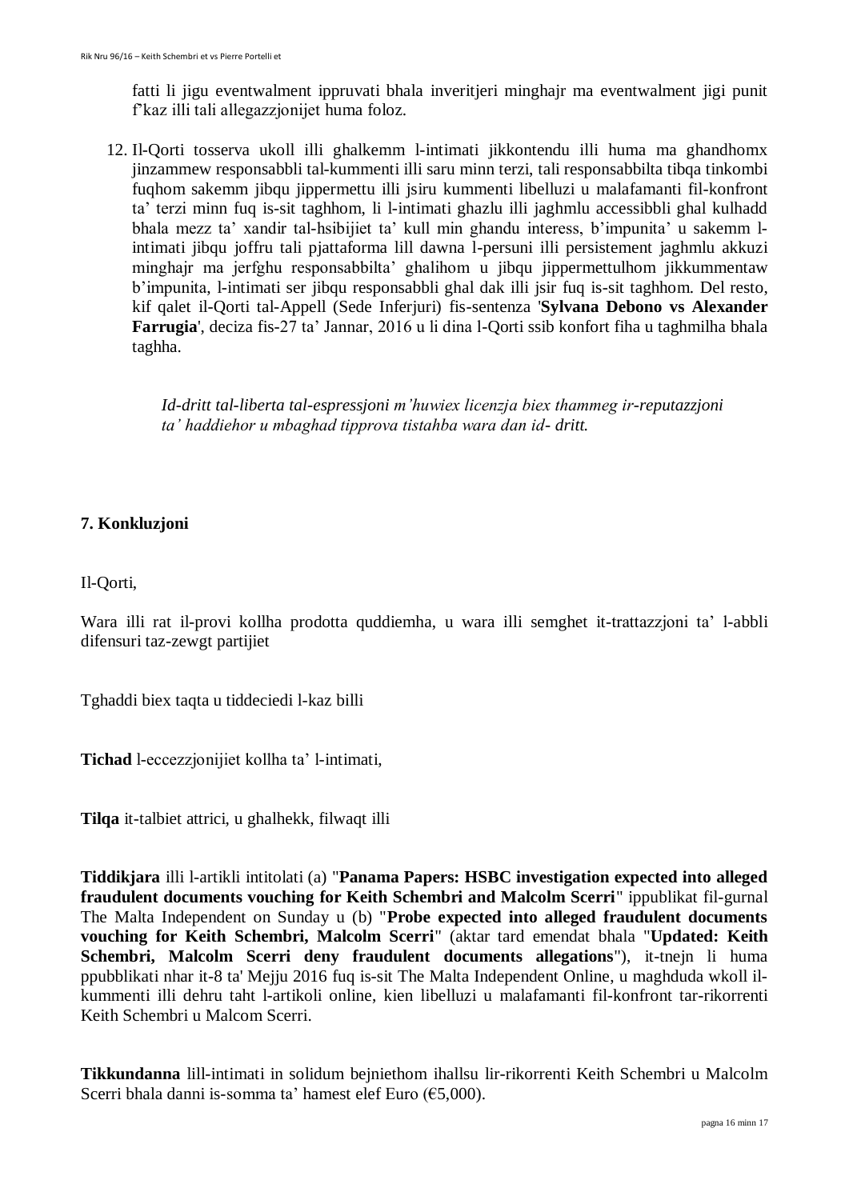fatti li jigu eventwalment ippruvati bhala inveritjeri minghajr ma eventwalment jigi punit f'kaz illi tali allegazzjonijet huma foloz.

12. Il-Qorti tosserva ukoll illi ghalkemm l-intimati jikkontendu illi huma ma ghandhomx jinzammew responsabbli tal-kummenti illi saru minn terzi, tali responsabbilta tibqa tinkombi fuqhom sakemm jibqu jippermettu illi jsiru kummenti libelluzi u malafamanti fil-konfront ta' terzi minn fuq is-sit taghhom, li l-intimati ghazlu illi jaghmlu accessibbli ghal kulhadd bhala mezz ta' xandir tal-hsibijiet ta' kull min ghandu interess, b'impunita' u sakemm l-intimati jibqu joffru tali pjattaforma lill dawna l-persuni illi persistement jaghmlu akkuzi minghajr ma jerfghu responsabbilta' ghalihom u jibqu jippermettulhom jikkummentaw b'impunita, l-intimati ser jibqu responsabbli ghal dak illi jsir fuq is-sit taghhom. Del resto, kif qalet il-Qorti tal-Appell (Sede Inferjuri) fis-sentenza '**Sylvana Debono vs Alexander Farrugia**', deciza fis-27 ta' Jannar, 2016 u li dina l-Qorti ssib konfort fiha u taghmilha bhala taghha.

> *Id-dritt tal-liberta tal-espressjoni m'huwiex licenzja biex thammeg ir-reputazzjoni ta' haddiehor u mbaghad tipprova tistahba wara dan id- dritt.*

**7. Konkluzjoni**

Il-Qorti,

Wara illi rat il-provi kollha prodotta quddiemha, u wara illi semghet it-trattazzjoni ta' l-abbli difensuri taz-zewgt partijiet

Tghaddi biex taqta u tiddeciedi l-kaz billi

**Tichad** l-eccezzjonijiet kollha ta' l-intimati,

**Tilqa** it-talbiet attrici, u ghalhekk, filwaqt illi

**Tiddikjara** illi l-artikli intitolati (a) "**Panama Papers: HSBC investigation expected into alleged fraudulent documents vouching for Keith Schembri and Malcolm Scerri**" ippublikat fil-gurnal The Malta Independent on Sunday u (b) "**Probe expected into alleged fraudulent documents vouching for Keith Schembri, Malcolm Scerri**" (aktar tard emendat bhala "**Updated: Keith Schembri, Malcolm Scerri deny fraudulent documents allegations**"), it-tnejn li huma ppubblikati nhar it-8 ta' Mejju 2016 fuq is-sit The Malta Independent Online, u maghduda wkoll il-kummenti illi dehru taht l-artikoli online, kien libelluzi u malafamanti fil-konfront tar-rikorrenti Keith Schembri u Malcom Scerri.

**Tikkundanna** lill-intimati in solidum bejniethom ihallsu lir-rikorrenti Keith Schembri u Malcolm Scerri bhala danni is-somma ta' hamest elef Euro (€5,000).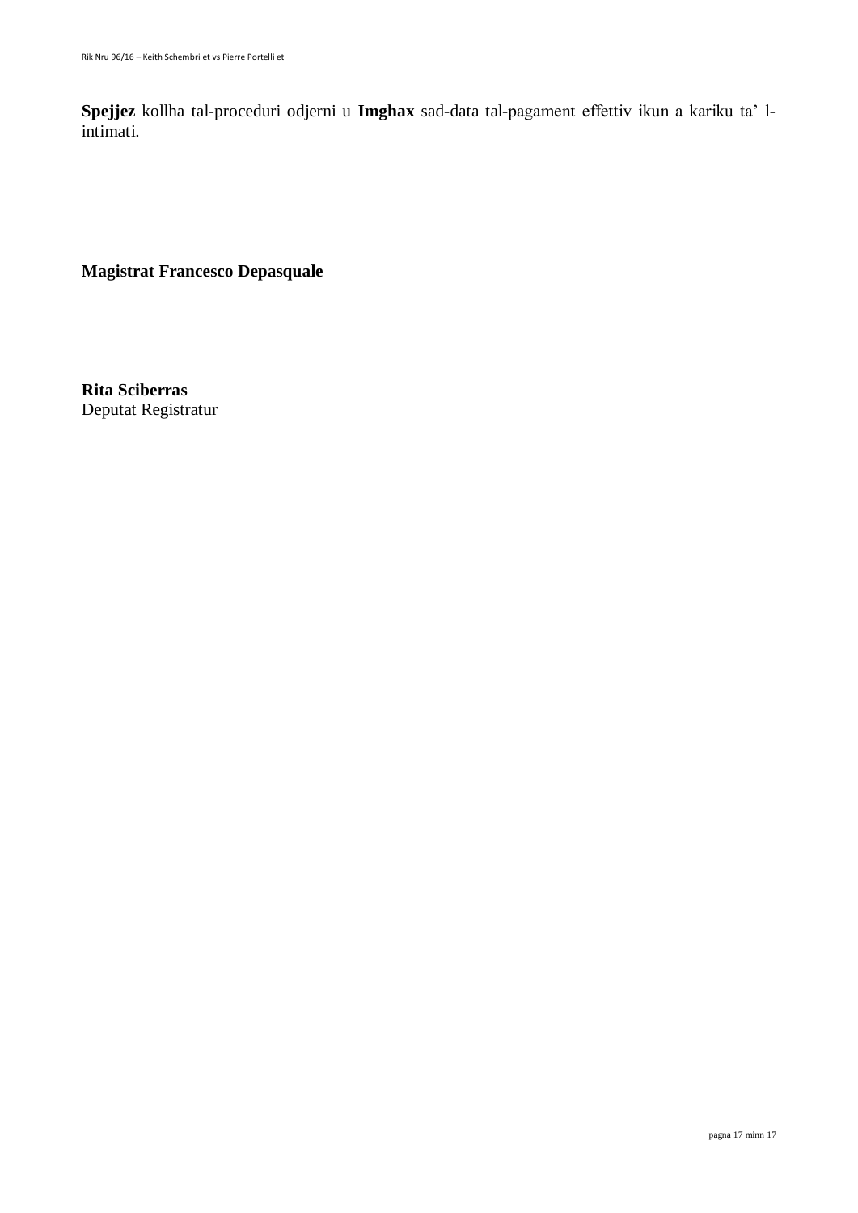**Spejjez** kollha tal-proceduri odjerni u **Imghax** sad-data tal-pagament effettiv ikun a kariku ta' l-intimati.

**Magistrat Francesco Depasquale**

**Rita Sciberras**
Deputat Registratur